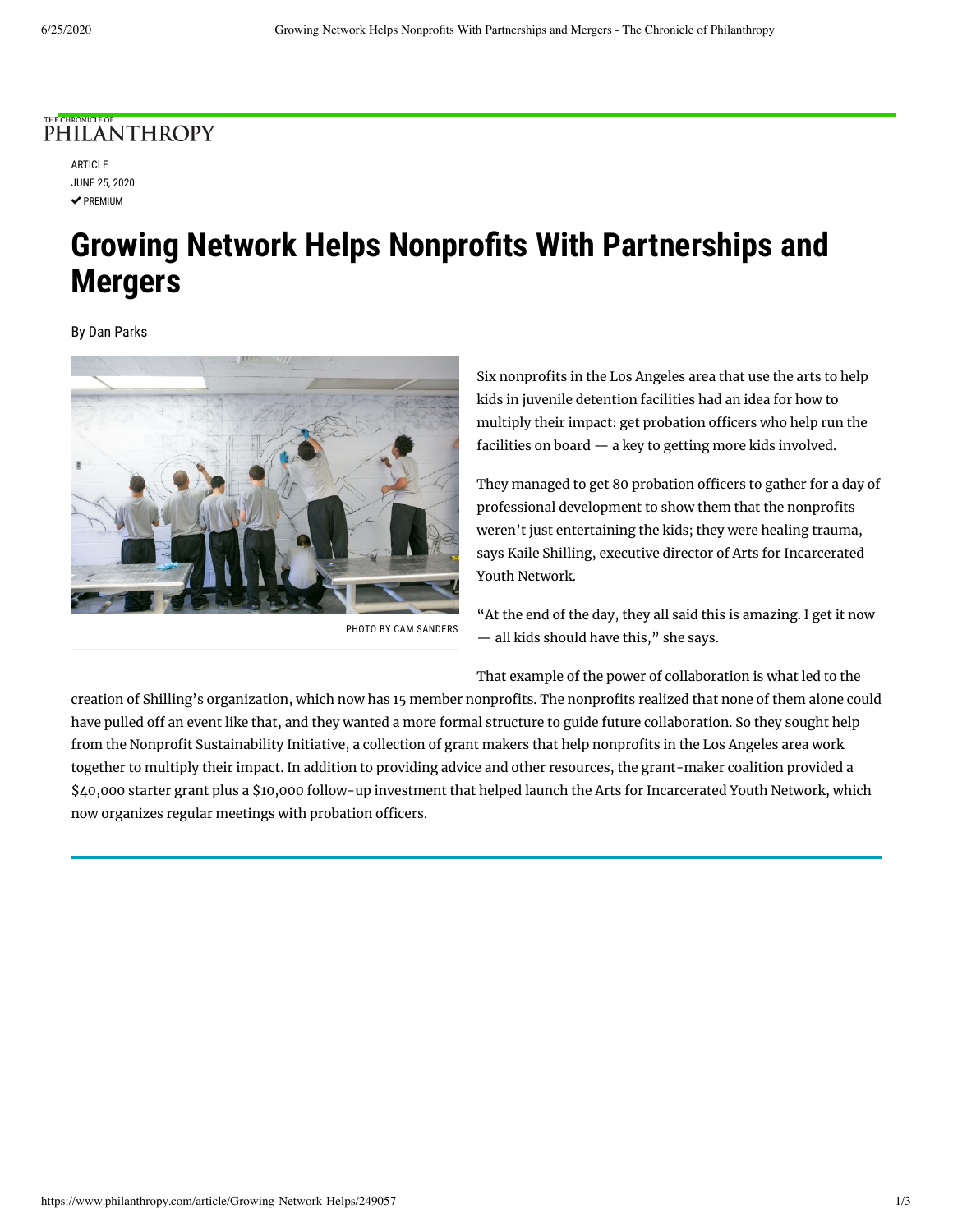THE CHRONICLE OF PHILANTHROPY

ARTICLE
JUNE 25, 2020
✔ PREMIUM

# Growing Network Helps Nonprofits With Partnerships and Mergers

By Dan Parks

PHOTO BY CAM SANDERS

Six nonprofits in the Los Angeles area that use the arts to help kids in juvenile detention facilities had an idea for how to multiply their impact: get probation officers who help run the facilities on board — a key to getting more kids involved.

They managed to get 80 probation officers to gather for a day of professional development to show them that the nonprofits weren't just entertaining the kids; they were healing trauma, says Kaile Shilling, executive director of Arts for Incarcerated Youth Network.

"At the end of the day, they all said this is amazing. I get it now — all kids should have this," she says.

That example of the power of collaboration is what led to the creation of Shilling's organization, which now has 15 member nonprofits. The nonprofits realized that none of them alone could have pulled off an event like that, and they wanted a more formal structure to guide future collaboration. So they sought help from the Nonprofit Sustainability Initiative, a collection of grant makers that help nonprofits in the Los Angeles area work together to multiply their impact. In addition to providing advice and other resources, the grant-maker coalition provided a $40,000 starter grant plus a $10,000 follow-up investment that helped launch the Arts for Incarcerated Youth Network, which now organizes regular meetings with probation officers.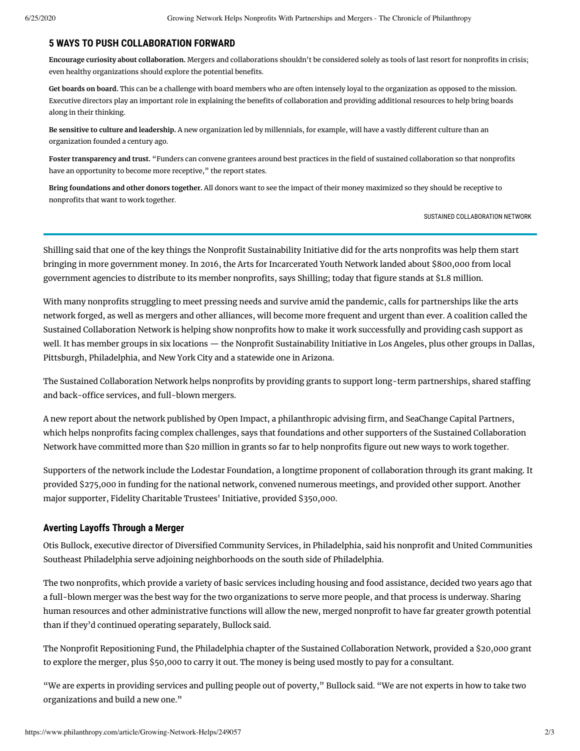## 5 WAYS TO PUSH COLLABORATION FORWARD

**Encourage curiosity about collaboration.** Mergers and collaborations shouldn't be considered solely as tools of last resort for nonprofits in crisis; even healthy organizations should explore the potential benefits.

**Get boards on board.** This can be a challenge with board members who are often intensely loyal to the organization as opposed to the mission. Executive directors play an important role in explaining the benefits of collaboration and providing additional resources to help bring boards along in their thinking.

**Be sensitive to culture and leadership.** A new organization led by millennials, for example, will have a vastly different culture than an organization founded a century ago.

**Foster transparency and trust.** "Funders can convene grantees around best practices in the field of sustained collaboration so that nonprofits have an opportunity to become more receptive," the report states.

**Bring foundations and other donors together.** All donors want to see the impact of their money maximized so they should be receptive to nonprofits that want to work together.

SUSTAINED COLLABORATION NETWORK

---

Shilling said that one of the key things the Nonprofit Sustainability Initiative did for the arts nonprofits was help them start bringing in more government money. In 2016, the Arts for Incarcerated Youth Network landed about $800,000 from local government agencies to distribute to its member nonprofits, says Shilling; today that figure stands at $1.8 million.

With many nonprofits struggling to meet pressing needs and survive amid the pandemic, calls for partnerships like the arts network forged, as well as mergers and other alliances, will become more frequent and urgent than ever. A coalition called the Sustained Collaboration Network is helping show nonprofits how to make it work successfully and providing cash support as well. It has member groups in six locations — the Nonprofit Sustainability Initiative in Los Angeles, plus other groups in Dallas, Pittsburgh, Philadelphia, and New York City and a statewide one in Arizona.

The Sustained Collaboration Network helps nonprofits by providing grants to support long-term partnerships, shared staffing and back-office services, and full-blown mergers.

A new report about the network published by Open Impact, a philanthropic advising firm, and SeaChange Capital Partners, which helps nonprofits facing complex challenges, says that foundations and other supporters of the Sustained Collaboration Network have committed more than $20 million in grants so far to help nonprofits figure out new ways to work together.

Supporters of the network include the Lodestar Foundation, a longtime proponent of collaboration through its grant making. It provided $275,000 in funding for the national network, convened numerous meetings, and provided other support. Another major supporter, Fidelity Charitable Trustees' Initiative, provided $350,000.

### Averting Layoffs Through a Merger

Otis Bullock, executive director of Diversified Community Services, in Philadelphia, said his nonprofit and United Communities Southeast Philadelphia serve adjoining neighborhoods on the south side of Philadelphia.

The two nonprofits, which provide a variety of basic services including housing and food assistance, decided two years ago that a full-blown merger was the best way for the two organizations to serve more people, and that process is underway. Sharing human resources and other administrative functions will allow the new, merged nonprofit to have far greater growth potential than if they'd continued operating separately, Bullock said.

The Nonprofit Repositioning Fund, the Philadelphia chapter of the Sustained Collaboration Network, provided a $20,000 grant to explore the merger, plus $50,000 to carry it out. The money is being used mostly to pay for a consultant.

"We are experts in providing services and pulling people out of poverty," Bullock said. "We are not experts in how to take two organizations and build a new one."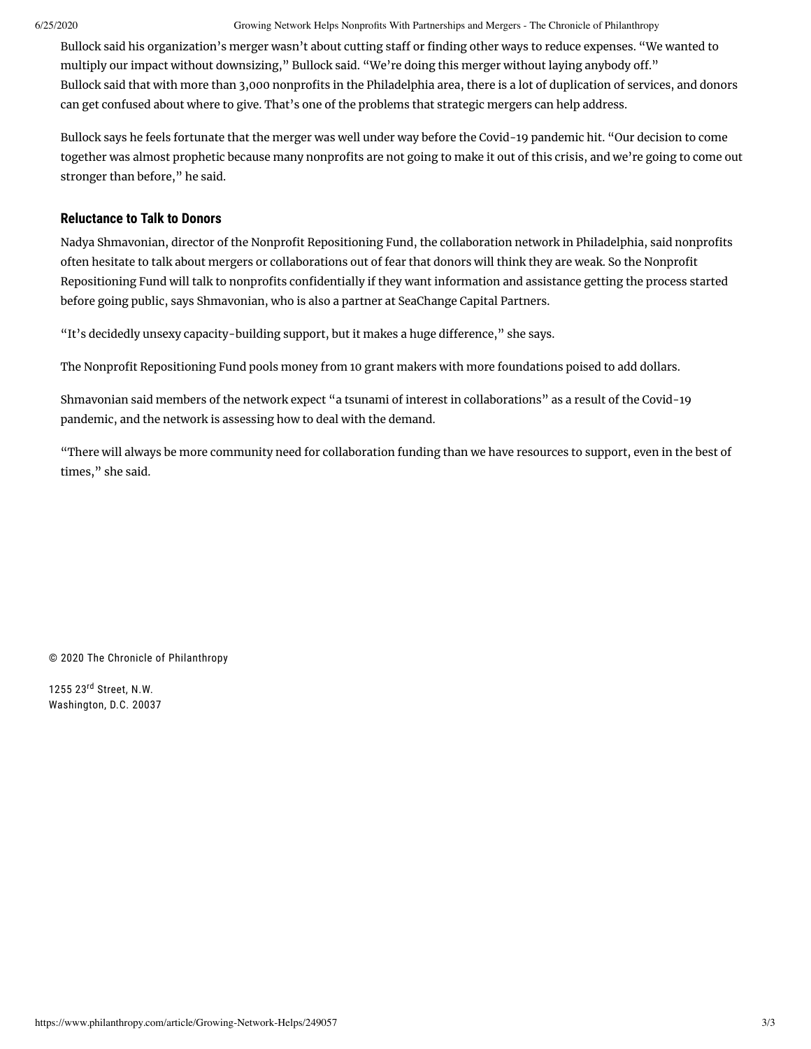Bullock said his organization's merger wasn't about cutting staff or finding other ways to reduce expenses. "We wanted to multiply our impact without downsizing," Bullock said. "We're doing this merger without laying anybody off."
Bullock said that with more than 3,000 nonprofits in the Philadelphia area, there is a lot of duplication of services, and donors can get confused about where to give. That's one of the problems that strategic mergers can help address.

Bullock says he feels fortunate that the merger was well under way before the Covid-19 pandemic hit. "Our decision to come together was almost prophetic because many nonprofits are not going to make it out of this crisis, and we're going to come out stronger than before," he said.

### Reluctance to Talk to Donors

Nadya Shmavonian, director of the Nonprofit Repositioning Fund, the collaboration network in Philadelphia, said nonprofits often hesitate to talk about mergers or collaborations out of fear that donors will think they are weak. So the Nonprofit Repositioning Fund will talk to nonprofits confidentially if they want information and assistance getting the process started before going public, says Shmavonian, who is also a partner at SeaChange Capital Partners.

"It's decidedly unsexy capacity-building support, but it makes a huge difference," she says.

The Nonprofit Repositioning Fund pools money from 10 grant makers with more foundations poised to add dollars.

Shmavonian said members of the network expect "a tsunami of interest in collaborations" as a result of the Covid-19 pandemic, and the network is assessing how to deal with the demand.

"There will always be more community need for collaboration funding than we have resources to support, even in the best of times," she said.

© 2020 The Chronicle of Philanthropy

1255 23rd Street, N.W.
Washington, D.C. 20037